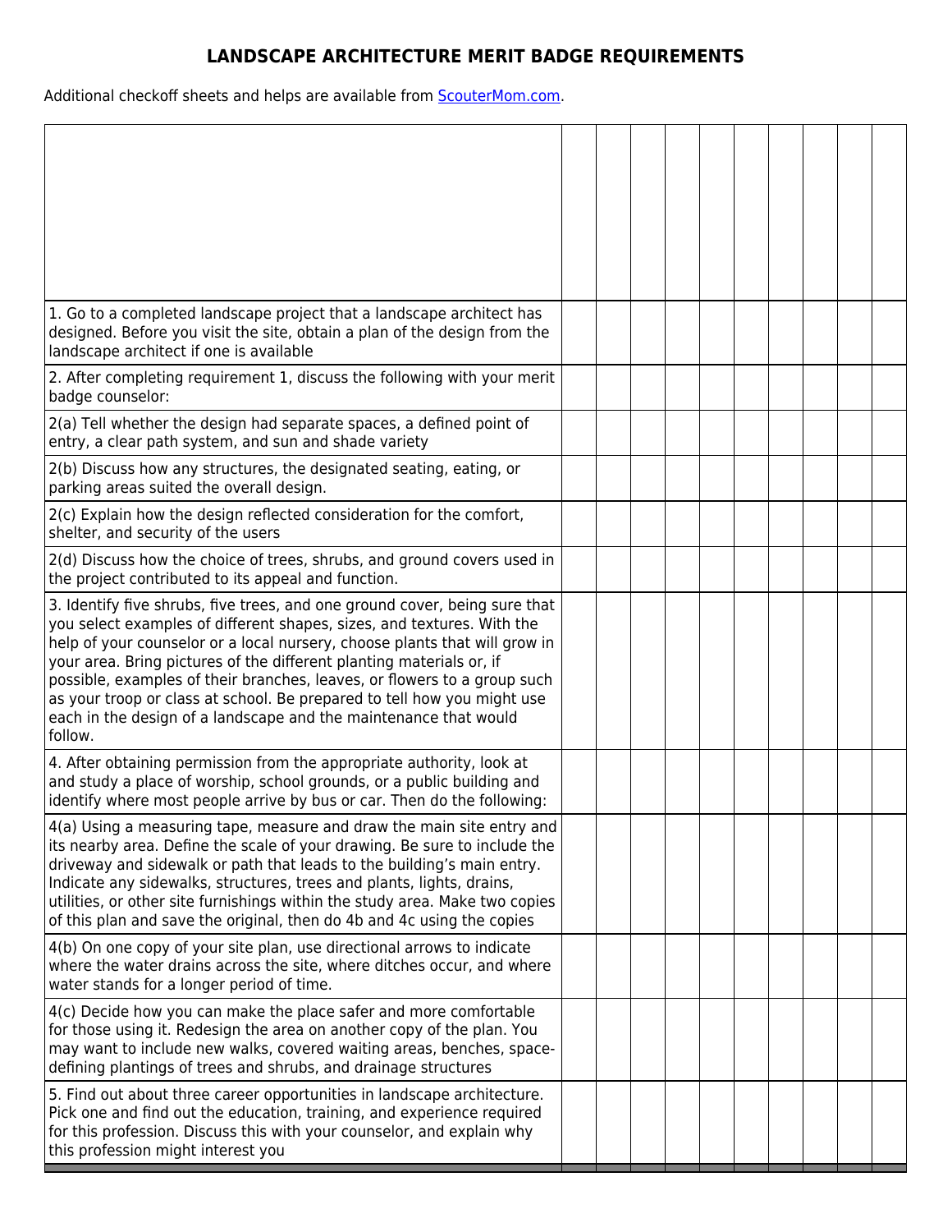# LANDSCAPE ARCHITECTURE MERIT BADGE REQUIREMENTS

Additional checkoff sheets and helps are available from ScouterMom.com.

| | | | | | | | | | | |
|---|---|---|---|---|---|---|---|---|---|---|
| 1. Go to a completed landscape project that a landscape architect has designed. Before you visit the site, obtain a plan of the design from the landscape architect if one is available | | | | | | | | | | |
| 2. After completing requirement 1, discuss the following with your merit badge counselor: | | | | | | | | | | |
| 2(a) Tell whether the design had separate spaces, a defined point of entry, a clear path system, and sun and shade variety | | | | | | | | | | |
| 2(b) Discuss how any structures, the designated seating, eating, or parking areas suited the overall design. | | | | | | | | | | |
| 2(c) Explain how the design reflected consideration for the comfort, shelter, and security of the users | | | | | | | | | | |
| 2(d) Discuss how the choice of trees, shrubs, and ground covers used in the project contributed to its appeal and function. | | | | | | | | | | |
| 3. Identify five shrubs, five trees, and one ground cover, being sure that you select examples of different shapes, sizes, and textures. With the help of your counselor or a local nursery, choose plants that will grow in your area. Bring pictures of the different planting materials or, if possible, examples of their branches, leaves, or flowers to a group such as your troop or class at school. Be prepared to tell how you might use each in the design of a landscape and the maintenance that would follow. | | | | | | | | | | |
| 4. After obtaining permission from the appropriate authority, look at and study a place of worship, school grounds, or a public building and identify where most people arrive by bus or car. Then do the following: | | | | | | | | | | |
| 4(a) Using a measuring tape, measure and draw the main site entry and its nearby area. Define the scale of your drawing. Be sure to include the driveway and sidewalk or path that leads to the building's main entry. Indicate any sidewalks, structures, trees and plants, lights, drains, utilities, or other site furnishings within the study area. Make two copies of this plan and save the original, then do 4b and 4c using the copies | | | | | | | | | | |
| 4(b) On one copy of your site plan, use directional arrows to indicate where the water drains across the site, where ditches occur, and where water stands for a longer period of time. | | | | | | | | | | |
| 4(c) Decide how you can make the place safer and more comfortable for those using it. Redesign the area on another copy of the plan. You may want to include new walks, covered waiting areas, benches, space-defining plantings of trees and shrubs, and drainage structures | | | | | | | | | | |
| 5. Find out about three career opportunities in landscape architecture. Pick one and find out the education, training, and experience required for this profession. Discuss this with your counselor, and explain why this profession might interest you | | | | | | | | | | |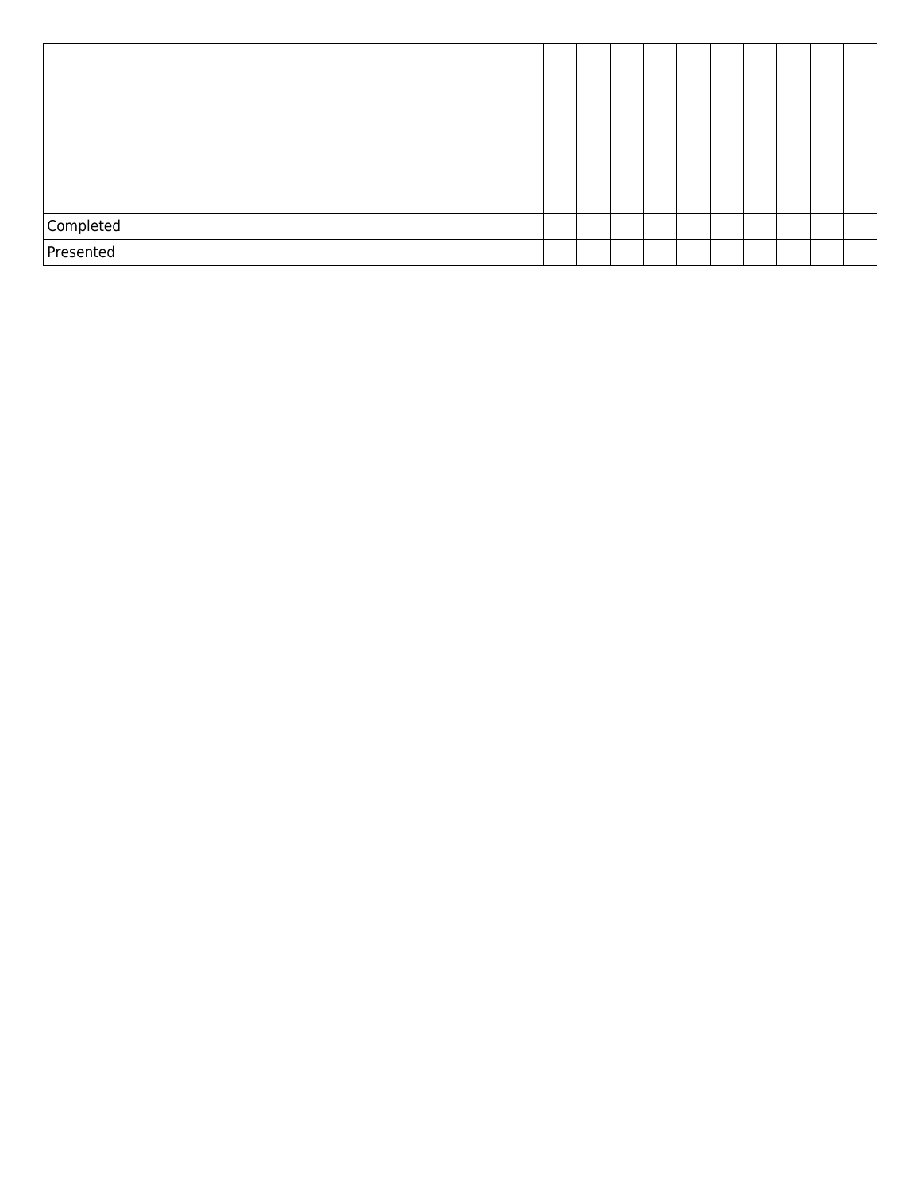| | | | | | | | | | | |
|---|---|---|---|---|---|---|---|---|---|---|
| Completed | | | | | | | | | | |
| Presented | | | | | | | | | | |